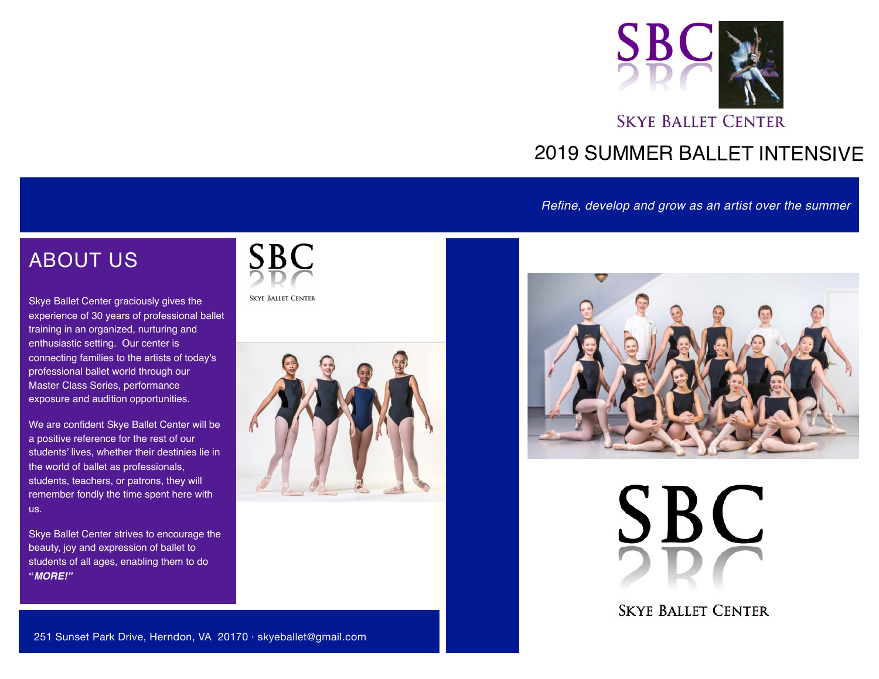SBC

Skye Ballet Center

# 2019 SUMMER BALLET INTENSIVE

*Refine, develop and grow as an artist over the summer*

## ABOUT US

Skye Ballet Center graciously gives the experience of 30 years of professional ballet training in an organized, nurturing and enthusiastic setting. Our center is connecting families to the artists of today's professional ballet world through our Master Class Series, performance exposure and audition opportunities.

We are confident Skye Ballet Center will be a positive reference for the rest of our students' lives, whether their destinies lie in the world of ballet as professionals, students, teachers, or patrons, they will remember fondly the time spent here with us.

Skye Ballet Center strives to encourage the beauty, joy and expression of ballet to students of all ages, enabling them to do ***"MORE!"***

SBC

Skye Ballet Center

251 Sunset Park Drive, Herndon, VA 20170 · skyeballet@gmail.com

SBC

Skye Ballet Center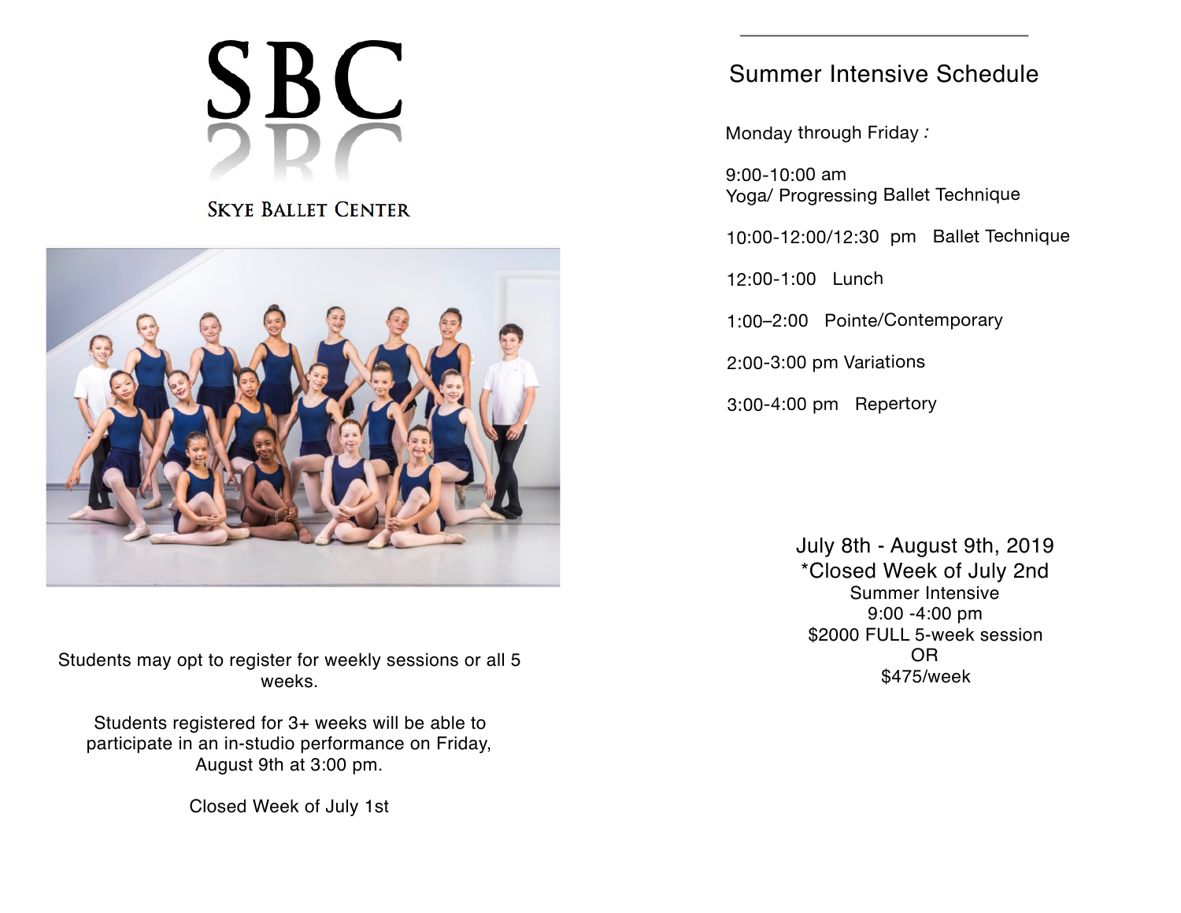# SBC

SKYE BALLET CENTER

Students may opt to register for weekly sessions or all 5 weeks.

Students registered for 3+ weeks will be able to participate in an in-studio performance on Friday, August 9th at 3:00 pm.

Closed Week of July 1st

## Summer Intensive Schedule

Monday through Friday :

9:00-10:00 am
Yoga/ Progressing Ballet Technique

10:00-12:00/12:30 pm Ballet Technique

12:00-1:00 Lunch

1:00–2:00 Pointe/Contemporary

2:00-3:00 pm Variations

3:00-4:00 pm Repertory

July 8th - August 9th, 2019
*Closed Week of July 2nd
Summer Intensive
9:00 -4:00 pm
$2000 FULL 5-week session
OR
$475/week